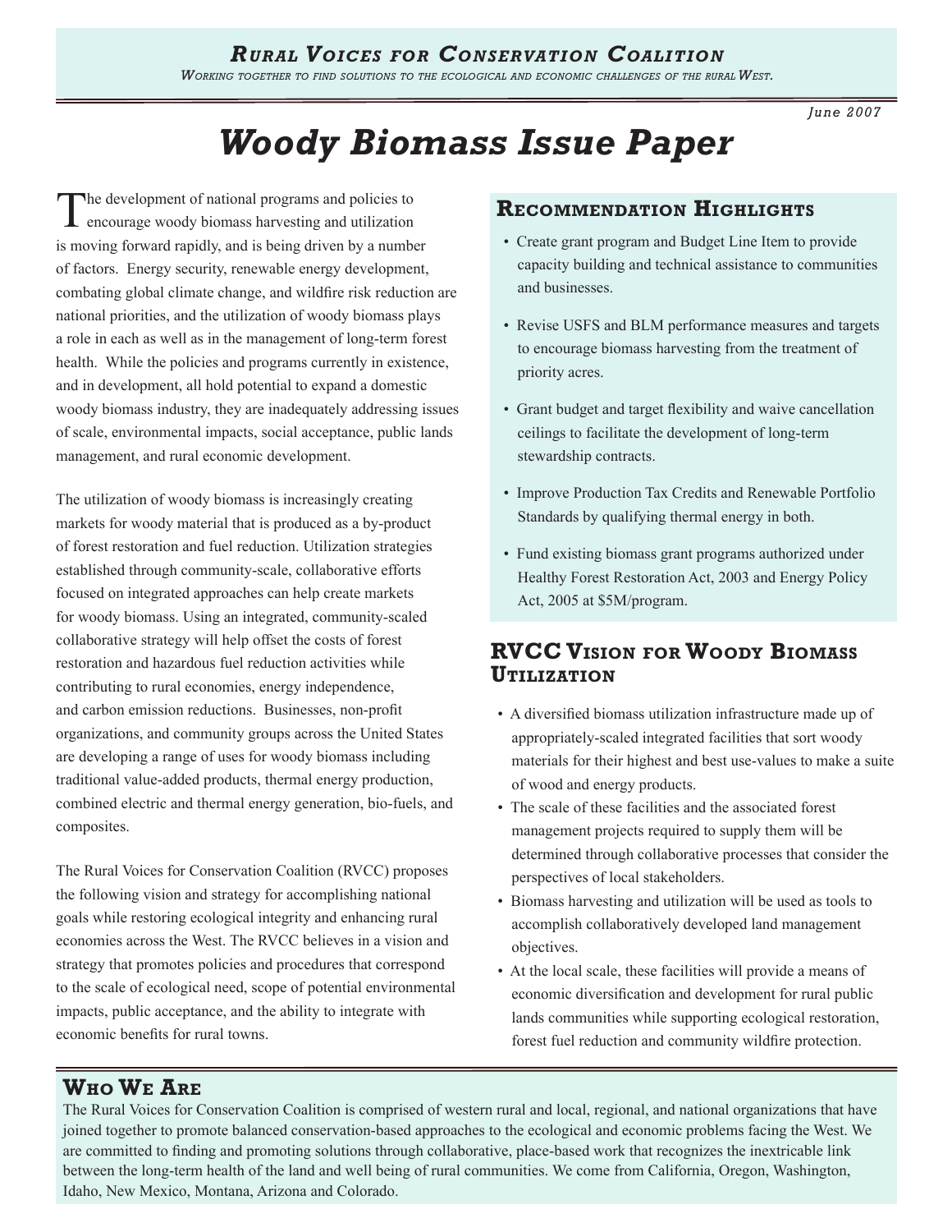## *Rural Voices for Conservation Coalition*

*Working together to find solutions to the ecological and economic challenges of the rural West.*

*June 2007*

# *Woody Biomass Issue Paper*

The development of national programs and policies to encourage woody biomass harvesting and utilization is moving forward rapidly, and is being driven by a number of factors. Energy security, renewable energy development, combating global climate change, and wildfire risk reduction are national priorities, and the utilization of woody biomass plays a role in each as well as in the management of long-term forest health. While the policies and programs currently in existence, and in development, all hold potential to expand a domestic woody biomass industry, they are inadequately addressing issues of scale, environmental impacts, social acceptance, public lands management, and rural economic development.

The utilization of woody biomass is increasingly creating markets for woody material that is produced as a by-product of forest restoration and fuel reduction. Utilization strategies established through community-scale, collaborative efforts focused on integrated approaches can help create markets for woody biomass. Using an integrated, community-scaled collaborative strategy will help offset the costs of forest restoration and hazardous fuel reduction activities while contributing to rural economies, energy independence, and carbon emission reductions. Businesses, non-profit organizations, and community groups across the United States are developing a range of uses for woody biomass including traditional value-added products, thermal energy production, combined electric and thermal energy generation, bio-fuels, and composites.

The Rural Voices for Conservation Coalition (RVCC) proposes the following vision and strategy for accomplishing national goals while restoring ecological integrity and enhancing rural economies across the West. The RVCC believes in a vision and strategy that promotes policies and procedures that correspond to the scale of ecological need, scope of potential environmental impacts, public acceptance, and the ability to integrate with economic benefits for rural towns.

## Recommendation Highlights

- Create grant program and Budget Line Item to provide capacity building and technical assistance to communities and businesses.
- Revise USFS and BLM performance measures and targets to encourage biomass harvesting from the treatment of priority acres.
- Grant budget and target flexibility and waive cancellation ceilings to facilitate the development of long-term stewardship contracts.
- Improve Production Tax Credits and Renewable Portfolio Standards by qualifying thermal energy in both.
- Fund existing biomass grant programs authorized under Healthy Forest Restoration Act, 2003 and Energy Policy Act, 2005 at $5M/program.

## RVCC Vision for Woody Biomass Utilization

- A diversified biomass utilization infrastructure made up of appropriately-scaled integrated facilities that sort woody materials for their highest and best use-values to make a suite of wood and energy products.
- The scale of these facilities and the associated forest management projects required to supply them will be determined through collaborative processes that consider the perspectives of local stakeholders.
- Biomass harvesting and utilization will be used as tools to accomplish collaboratively developed land management objectives.
- At the local scale, these facilities will provide a means of economic diversification and development for rural public lands communities while supporting ecological restoration, forest fuel reduction and community wildfire protection.

## Who We Are

The Rural Voices for Conservation Coalition is comprised of western rural and local, regional, and national organizations that have joined together to promote balanced conservation-based approaches to the ecological and economic problems facing the West. We are committed to finding and promoting solutions through collaborative, place-based work that recognizes the inextricable link between the long-term health of the land and well being of rural communities. We come from California, Oregon, Washington, Idaho, New Mexico, Montana, Arizona and Colorado.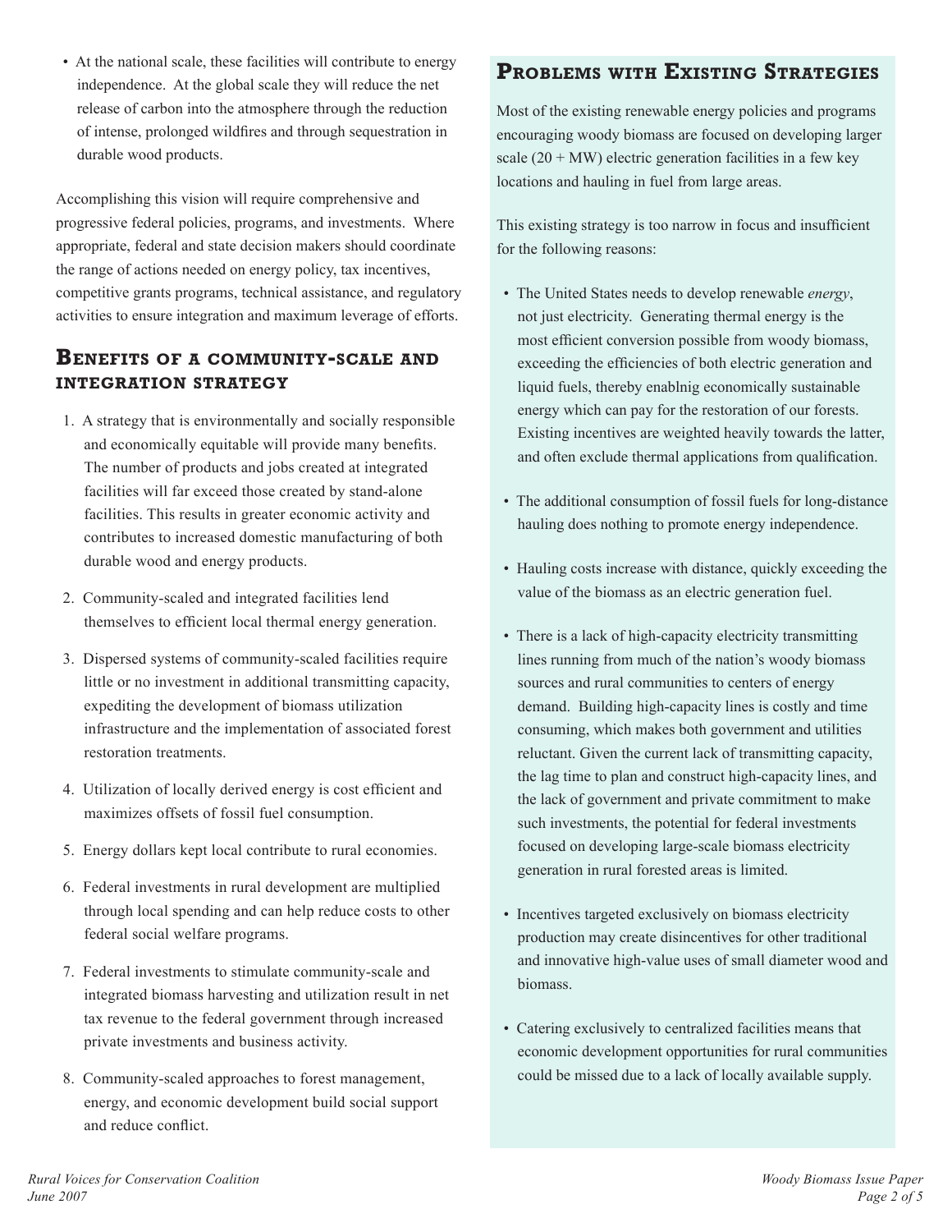- At the national scale, these facilities will contribute to energy independence. At the global scale they will reduce the net release of carbon into the atmosphere through the reduction of intense, prolonged wildfires and through sequestration in durable wood products.

Accomplishing this vision will require comprehensive and progressive federal policies, programs, and investments. Where appropriate, federal and state decision makers should coordinate the range of actions needed on energy policy, tax incentives, competitive grants programs, technical assistance, and regulatory activities to ensure integration and maximum leverage of efforts.

## Benefits of a community-scale and integration strategy

1. A strategy that is environmentally and socially responsible and economically equitable will provide many benefits. The number of products and jobs created at integrated facilities will far exceed those created by stand-alone facilities. This results in greater economic activity and contributes to increased domestic manufacturing of both durable wood and energy products.
2. Community-scaled and integrated facilities lend themselves to efficient local thermal energy generation.
3. Dispersed systems of community-scaled facilities require little or no investment in additional transmitting capacity, expediting the development of biomass utilization infrastructure and the implementation of associated forest restoration treatments.
4. Utilization of locally derived energy is cost efficient and maximizes offsets of fossil fuel consumption.
5. Energy dollars kept local contribute to rural economies.
6. Federal investments in rural development are multiplied through local spending and can help reduce costs to other federal social welfare programs.
7. Federal investments to stimulate community-scale and integrated biomass harvesting and utilization result in net tax revenue to the federal government through increased private investments and business activity.
8. Community-scaled approaches to forest management, energy, and economic development build social support and reduce conflict.

## Problems with Existing Strategies

Most of the existing renewable energy policies and programs encouraging woody biomass are focused on developing larger scale (20 + MW) electric generation facilities in a few key locations and hauling in fuel from large areas.

This existing strategy is too narrow in focus and insufficient for the following reasons:

- The United States needs to develop renewable *energy*, not just electricity. Generating thermal energy is the most efficient conversion possible from woody biomass, exceeding the efficiencies of both electric generation and liquid fuels, thereby enablnig economically sustainable energy which can pay for the restoration of our forests. Existing incentives are weighted heavily towards the latter, and often exclude thermal applications from qualification.
- The additional consumption of fossil fuels for long-distance hauling does nothing to promote energy independence.
- Hauling costs increase with distance, quickly exceeding the value of the biomass as an electric generation fuel.
- There is a lack of high-capacity electricity transmitting lines running from much of the nation's woody biomass sources and rural communities to centers of energy demand. Building high-capacity lines is costly and time consuming, which makes both government and utilities reluctant. Given the current lack of transmitting capacity, the lag time to plan and construct high-capacity lines, and the lack of government and private commitment to make such investments, the potential for federal investments focused on developing large-scale biomass electricity generation in rural forested areas is limited.
- Incentives targeted exclusively on biomass electricity production may create disincentives for other traditional and innovative high-value uses of small diameter wood and biomass.
- Catering exclusively to centralized facilities means that economic development opportunities for rural communities could be missed due to a lack of locally available supply.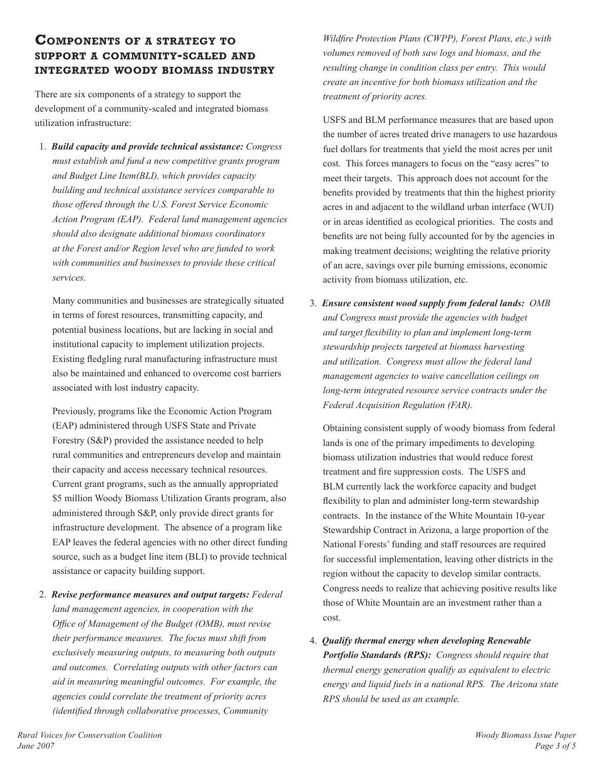## Components of a strategy to support a community-scaled and integrated woody biomass industry

There are six components of a strategy to support the development of a community-scaled and integrated biomass utilization infrastructure:

1. ***Build capacity and provide technical assistance:*** *Congress must establish and fund a new competitive grants program and Budget Line Item(BLI), which provides capacity building and technical assistance services comparable to those offered through the U.S. Forest Service Economic Action Program (EAP). Federal land management agencies should also designate additional biomass coordinators at the Forest and/or Region level who are funded to work with communities and businesses to provide these critical services.*

   Many communities and businesses are strategically situated in terms of forest resources, transmitting capacity, and potential business locations, but are lacking in social and institutional capacity to implement utilization projects. Existing fledgling rural manufacturing infrastructure must also be maintained and enhanced to overcome cost barriers associated with lost industry capacity.

   Previously, programs like the Economic Action Program (EAP) administered through USFS State and Private Forestry (S&P) provided the assistance needed to help rural communities and entrepreneurs develop and maintain their capacity and access necessary technical resources. Current grant programs, such as the annually appropriated $5 million Woody Biomass Utilization Grants program, also administered through S&P, only provide direct grants for infrastructure development. The absence of a program like EAP leaves the federal agencies with no other direct funding source, such as a budget line item (BLI) to provide technical assistance or capacity building support.

2. ***Revise performance measures and output targets:*** *Federal land management agencies, in cooperation with the Office of Management of the Budget (OMB), must revise their performance measures. The focus must shift from exclusively measuring outputs, to measuring both outputs and outcomes. Correlating outputs with other factors can aid in measuring meaningful outcomes. For example, the agencies could correlate the treatment of priority acres (identified through collaborative processes, Community Wildfire Protection Plans (CWPP), Forest Plans, etc.) with volumes removed of both saw logs and biomass, and the resulting change in condition class per entry. This would create an incentive for both biomass utilization and the treatment of priority acres.*

   USFS and BLM performance measures that are based upon the number of acres treated drive managers to use hazardous fuel dollars for treatments that yield the most acres per unit cost. This forces managers to focus on the "easy acres" to meet their targets. This approach does not account for the benefits provided by treatments that thin the highest priority acres in and adjacent to the wildland urban interface (WUI) or in areas identified as ecological priorities. The costs and benefits are not being fully accounted for by the agencies in making treatment decisions; weighting the relative priority of an acre, savings over pile burning emissions, economic activity from biomass utilization, etc.

3. ***Ensure consistent wood supply from federal lands:*** *OMB and Congress must provide the agencies with budget and target flexibility to plan and implement long-term stewardship projects targeted at biomass harvesting and utilization. Congress must allow the federal land management agencies to waive cancellation ceilings on long-term integrated resource service contracts under the Federal Acquisition Regulation (FAR).*

   Obtaining consistent supply of woody biomass from federal lands is one of the primary impediments to developing biomass utilization industries that would reduce forest treatment and fire suppression costs. The USFS and BLM currently lack the workforce capacity and budget flexibility to plan and administer long-term stewardship contracts. In the instance of the White Mountain 10-year Stewardship Contract in Arizona, a large proportion of the National Forests' funding and staff resources are required for successful implementation, leaving other districts in the region without the capacity to develop similar contracts. Congress needs to realize that achieving positive results like those of White Mountain are an investment rather than a cost.

4. ***Qualify thermal energy when developing Renewable Portfolio Standards (RPS):*** *Congress should require that thermal energy generation qualify as equivalent to electric energy and liquid fuels in a national RPS. The Arizona state RPS should be used as an example.*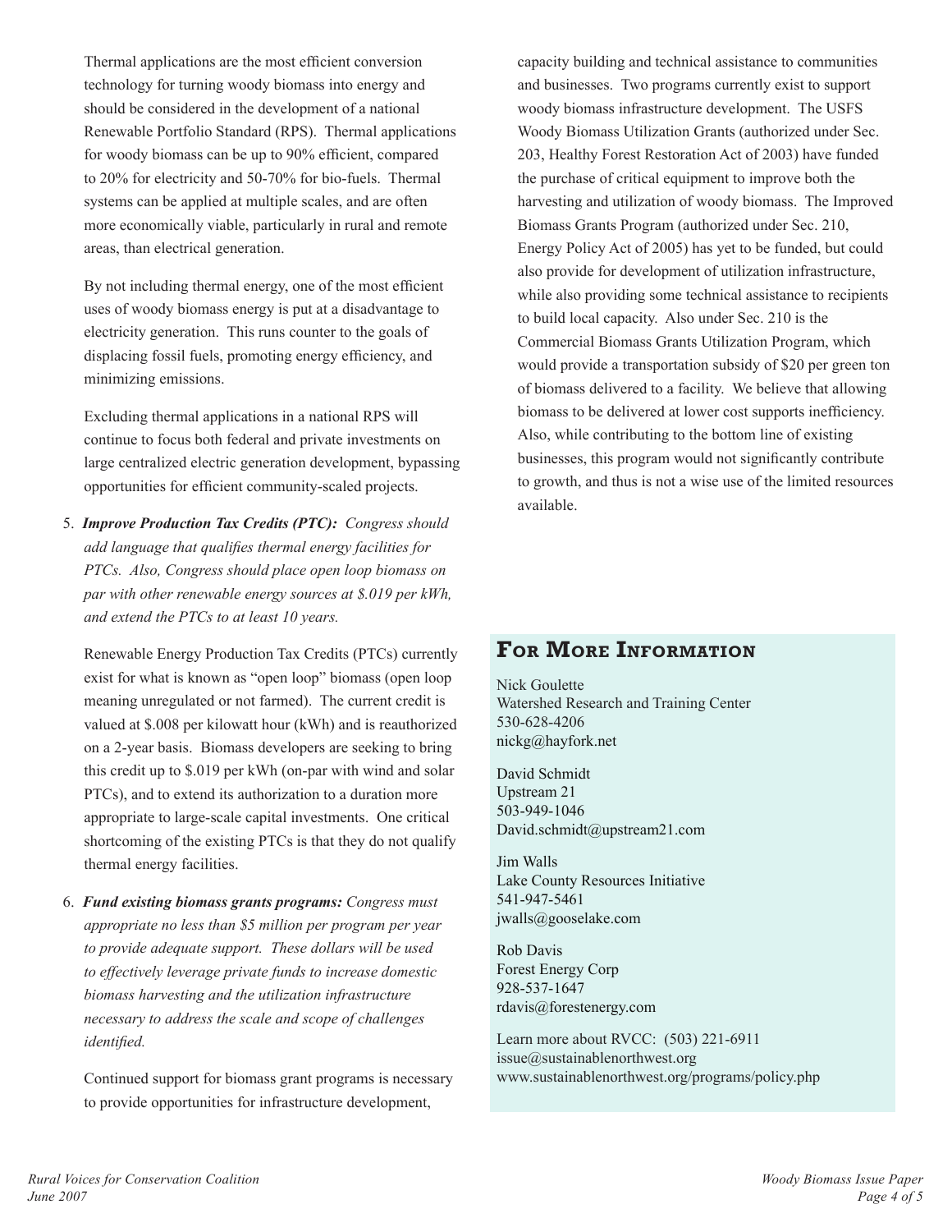Thermal applications are the most efficient conversion technology for turning woody biomass into energy and should be considered in the development of a national Renewable Portfolio Standard (RPS). Thermal applications for woody biomass can be up to 90% efficient, compared to 20% for electricity and 50-70% for bio-fuels. Thermal systems can be applied at multiple scales, and are often more economically viable, particularly in rural and remote areas, than electrical generation.

By not including thermal energy, one of the most efficient uses of woody biomass energy is put at a disadvantage to electricity generation. This runs counter to the goals of displacing fossil fuels, promoting energy efficiency, and minimizing emissions.

Excluding thermal applications in a national RPS will continue to focus both federal and private investments on large centralized electric generation development, bypassing opportunities for efficient community-scaled projects.

5. ***Improve Production Tax Credits (PTC):*** *Congress should add language that qualifies thermal energy facilities for PTCs. Also, Congress should place open loop biomass on par with other renewable energy sources at $.019 per kWh, and extend the PTCs to at least 10 years.*

   Renewable Energy Production Tax Credits (PTCs) currently exist for what is known as "open loop" biomass (open loop meaning unregulated or not farmed). The current credit is valued at $.008 per kilowatt hour (kWh) and is reauthorized on a 2-year basis. Biomass developers are seeking to bring this credit up to $.019 per kWh (on-par with wind and solar PTCs), and to extend its authorization to a duration more appropriate to large-scale capital investments. One critical shortcoming of the existing PTCs is that they do not qualify thermal energy facilities.

6. ***Fund existing biomass grants programs:*** *Congress must appropriate no less than $5 million per program per year to provide adequate support. These dollars will be used to effectively leverage private funds to increase domestic biomass harvesting and the utilization infrastructure necessary to address the scale and scope of challenges identified.*

   Continued support for biomass grant programs is necessary to provide opportunities for infrastructure development, capacity building and technical assistance to communities and businesses. Two programs currently exist to support woody biomass infrastructure development. The USFS Woody Biomass Utilization Grants (authorized under Sec. 203, Healthy Forest Restoration Act of 2003) have funded the purchase of critical equipment to improve both the harvesting and utilization of woody biomass. The Improved Biomass Grants Program (authorized under Sec. 210, Energy Policy Act of 2005) has yet to be funded, but could also provide for development of utilization infrastructure, while also providing some technical assistance to recipients to build local capacity. Also under Sec. 210 is the Commercial Biomass Grants Utilization Program, which would provide a transportation subsidy of $20 per green ton of biomass delivered to a facility. We believe that allowing biomass to be delivered at lower cost supports inefficiency. Also, while contributing to the bottom line of existing businesses, this program would not significantly contribute to growth, and thus is not a wise use of the limited resources available.

## For More Information

Nick Goulette
Watershed Research and Training Center
530-628-4206
nickg@hayfork.net

David Schmidt
Upstream 21
503-949-1046
David.schmidt@upstream21.com

Jim Walls
Lake County Resources Initiative
541-947-5461
jwalls@gooselake.com

Rob Davis
Forest Energy Corp
928-537-1647
rdavis@forestenergy.com

Learn more about RVCC: (503) 221-6911
issue@sustainablenorthwest.org
www.sustainablenorthwest.org/programs/policy.php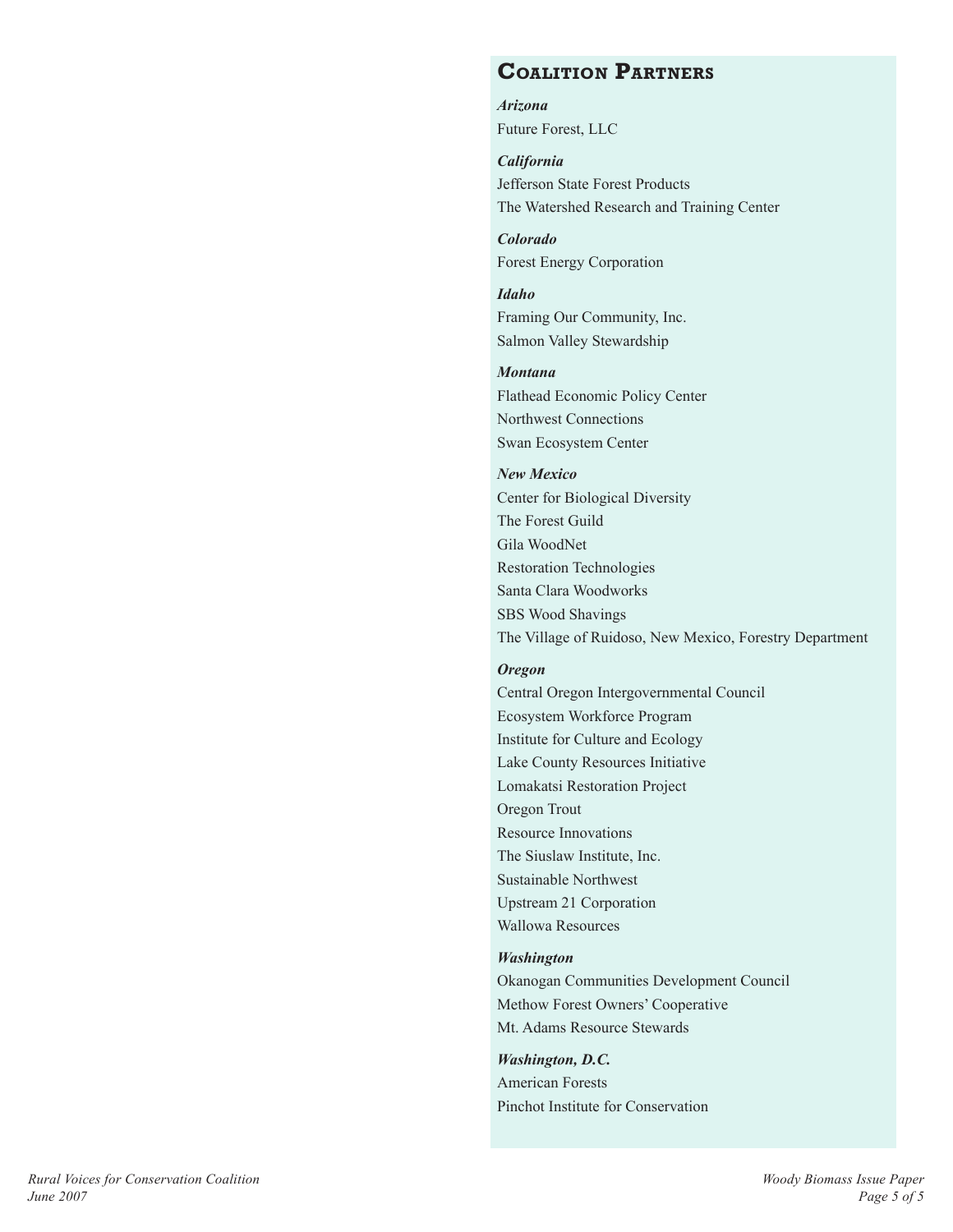## Coalition Partners

***Arizona***

Future Forest, LLC

***California***

Jefferson State Forest Products

The Watershed Research and Training Center

***Colorado***

Forest Energy Corporation

***Idaho***

Framing Our Community, Inc.

Salmon Valley Stewardship

***Montana***

Flathead Economic Policy Center

Northwest Connections

Swan Ecosystem Center

***New Mexico***

Center for Biological Diversity

The Forest Guild

Gila WoodNet

Restoration Technologies

Santa Clara Woodworks

SBS Wood Shavings

The Village of Ruidoso, New Mexico, Forestry Department

***Oregon***

Central Oregon Intergovernmental Council

Ecosystem Workforce Program

Institute for Culture and Ecology

Lake County Resources Initiative

Lomakatsi Restoration Project

Oregon Trout

Resource Innovations

The Siuslaw Institute, Inc.

Sustainable Northwest

Upstream 21 Corporation

Wallowa Resources

***Washington***

Okanogan Communities Development Council

Methow Forest Owners' Cooperative

Mt. Adams Resource Stewards

***Washington, D.C.***

American Forests

Pinchot Institute for Conservation